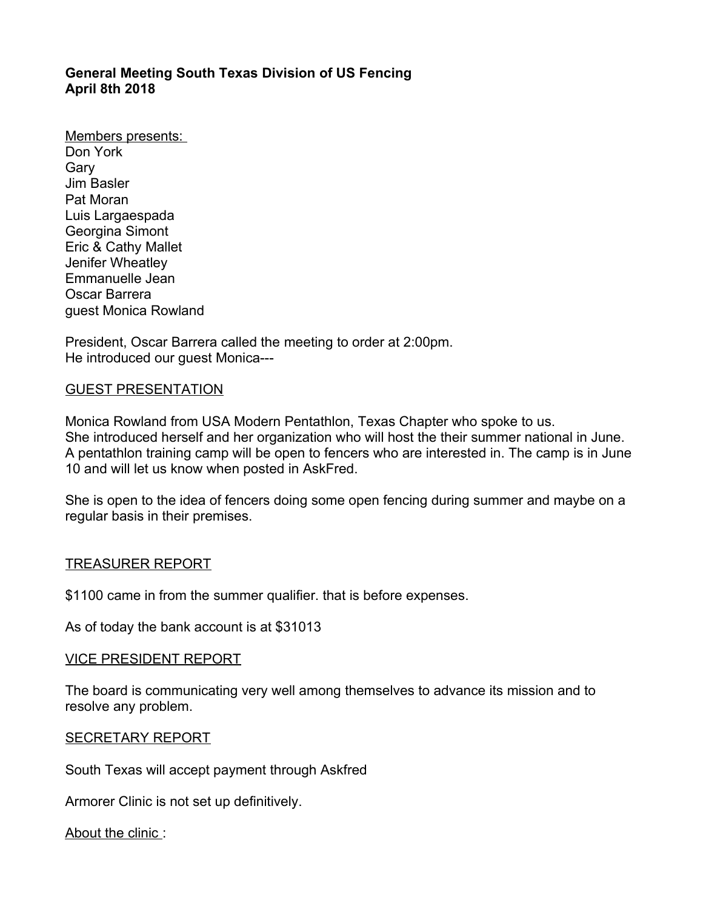**General Meeting South Texas Division of US Fencing**
**April 8th 2018**

Members presents:
Don York
Gary
Jim Basler
Pat Moran
Luis Largaespada
Georgina Simont
Eric & Cathy Mallet
Jenifer Wheatley
Emmanuelle Jean
Oscar Barrera
guest Monica Rowland

President, Oscar Barrera called the meeting to order at 2:00pm.
He introduced our guest Monica---

GUEST PRESENTATION

Monica Rowland from USA Modern Pentathlon, Texas Chapter who spoke to us.
She introduced herself and her organization who will host the their summer national in June.
A pentathlon training camp will be open to fencers who are interested in. The camp is in June 10 and will let us know when posted in AskFred.

She is open to the idea of fencers doing some open fencing during summer and maybe on a regular basis in their premises.

TREASURER REPORT

$1100 came in from the summer qualifier. that is before expenses.

As of today the bank account is at $31013

VICE PRESIDENT REPORT

The board is communicating very well among themselves to advance its mission and to resolve any problem.

SECRETARY REPORT

South Texas will accept payment through Askfred

Armorer Clinic is not set up definitively.

About the clinic :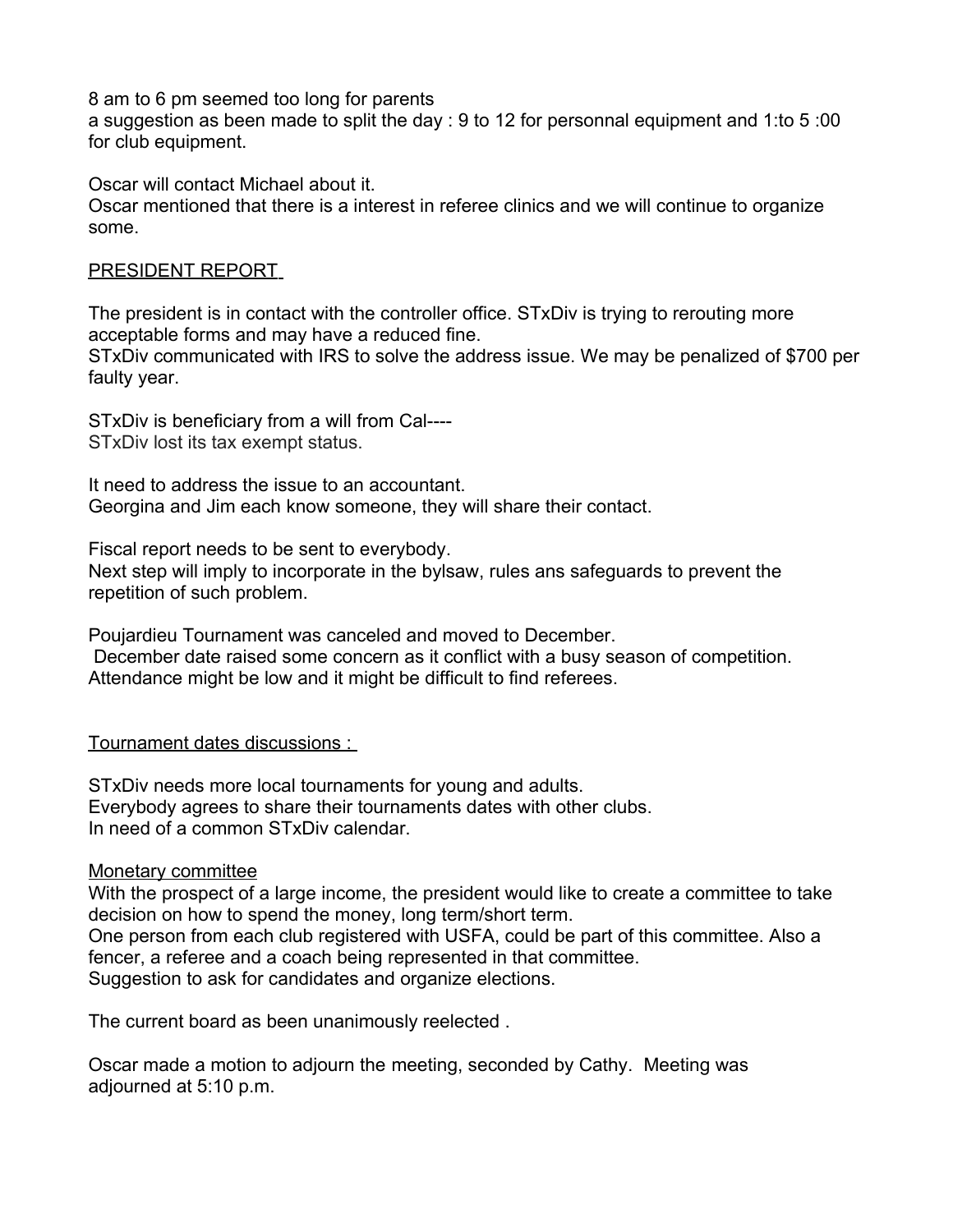8 am to 6 pm seemed too long for parents
a suggestion as been made to split the day : 9 to 12 for personnal equipment and 1:to 5 :00 for club equipment.

Oscar will contact Michael about it.
Oscar mentioned that there is a interest in referee clinics and we will continue to organize some.

<u>PRESIDENT REPORT</u>

The president is in contact with the controller office. STxDiv is trying to rerouting more acceptable forms and may have a reduced fine.
STxDiv communicated with IRS to solve the address issue. We may be penalized of $700 per faulty year.

STxDiv is beneficiary from a will from Cal----
STxDiv lost its tax exempt status.

It need to address the issue to an accountant.
Georgina and Jim each know someone, they will share their contact.

Fiscal report needs to be sent to everybody.
Next step will imply to incorporate in the bylsaw, rules ans safeguards to prevent the repetition of such problem.

Poujardieu Tournament was canceled and moved to December.
December date raised some concern as it conflict with a busy season of competition. Attendance might be low and it might be difficult to find referees.

<u>Tournament dates discussions :</u>

STxDiv needs more local tournaments for young and adults.
Everybody agrees to share their tournaments dates with other clubs.
In need of a common STxDiv calendar.

<u>Monetary committee</u>
With the prospect of a large income, the president would like to create a committee to take decision on how to spend the money, long term/short term.
One person from each club registered with USFA, could be part of this committee. Also a fencer, a referee and a coach being represented in that committee.
Suggestion to ask for candidates and organize elections.

The current board as been unanimously reelected .

Oscar made a motion to adjourn the meeting, seconded by Cathy. Meeting was adjourned at 5:10 p.m.